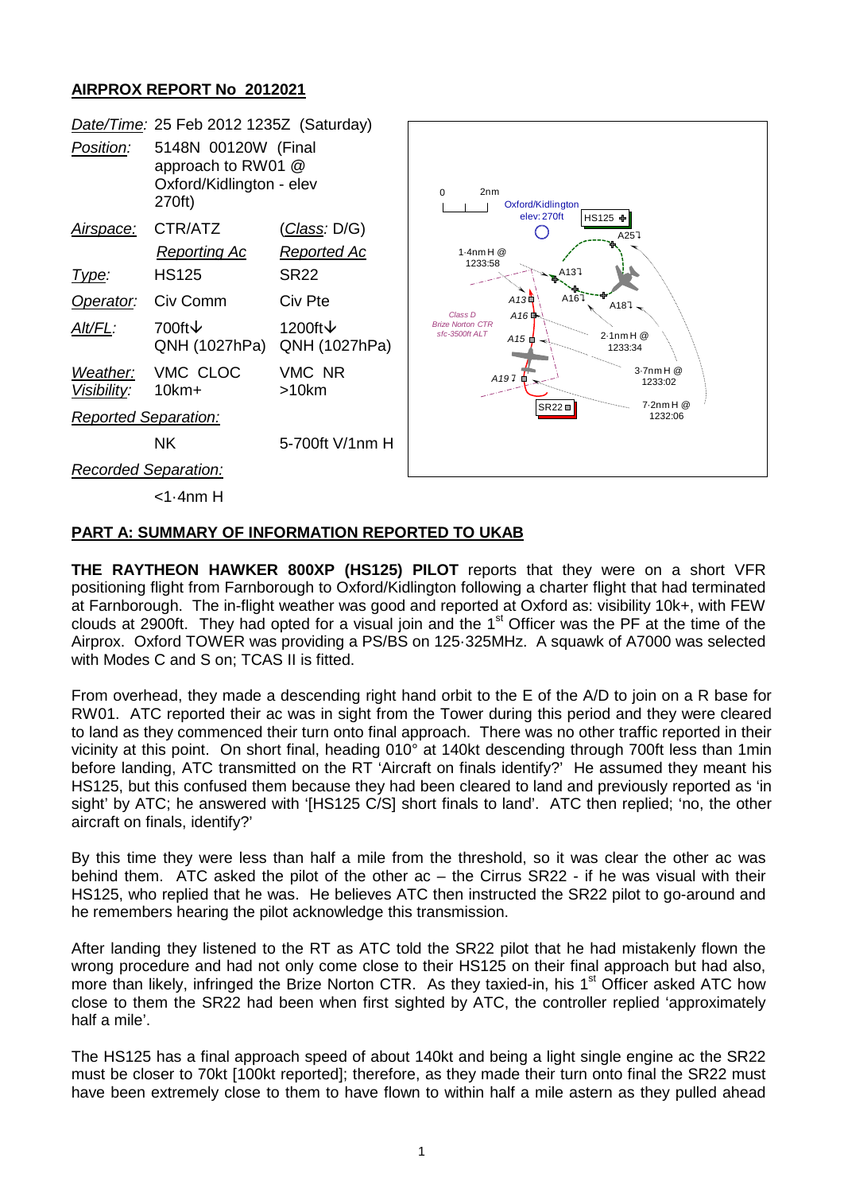**AIRPROX REPORT No 2012021**

| | | |
|---|---|---|
| *Date/Time:* | 25 Feb 2012 1235Z (Saturday) | |
| *Position:* | 5148N 00120W (Final approach to RW01 @ Oxford/Kidlington - elev 270ft) | |
| *Airspace:* | CTR/ATZ | (*Class:* D/G) |
| | *Reporting Ac* | *Reported Ac* |
| *Type:* | HS125 | SR22 |
| *Operator:* | Civ Comm | Civ Pte |
| *Alt/FL:* | 700ft↓ QNH (1027hPa) | 1200ft↓ QNH (1027hPa) |
| *Weather:* | VMC CLOC | VMC NR |
| *Visibility:* | 10km+ | >10km |
| *Reported Separation:* | | |
| | NK | 5-700ft V/1nm H |
| *Recorded Separation:* | | |
| | <1·4nm H | |

**PART A: SUMMARY OF INFORMATION REPORTED TO UKAB**

**THE RAYTHEON HAWKER 800XP (HS125) PILOT** reports that they were on a short VFR positioning flight from Farnborough to Oxford/Kidlington following a charter flight that had terminated at Farnborough. The in-flight weather was good and reported at Oxford as: visibility 10k+, with FEW clouds at 2900ft. They had opted for a visual join and the 1st Officer was the PF at the time of the Airprox. Oxford TOWER was providing a PS/BS on 125·325MHz. A squawk of A7000 was selected with Modes C and S on; TCAS II is fitted.

From overhead, they made a descending right hand orbit to the E of the A/D to join on a R base for RW01. ATC reported their ac was in sight from the Tower during this period and they were cleared to land as they commenced their turn onto final approach. There was no other traffic reported in their vicinity at this point. On short final, heading 010° at 140kt descending through 700ft less than 1min before landing, ATC transmitted on the RT 'Aircraft on finals identify?' He assumed they meant his HS125, but this confused them because they had been cleared to land and previously reported as 'in sight' by ATC; he answered with '[HS125 C/S] short finals to land'. ATC then replied; 'no, the other aircraft on finals, identify?'

By this time they were less than half a mile from the threshold, so it was clear the other ac was behind them. ATC asked the pilot of the other ac – the Cirrus SR22 - if he was visual with their HS125, who replied that he was. He believes ATC then instructed the SR22 pilot to go-around and he remembers hearing the pilot acknowledge this transmission.

After landing they listened to the RT as ATC told the SR22 pilot that he had mistakenly flown the wrong procedure and had not only come close to their HS125 on their final approach but had also, more than likely, infringed the Brize Norton CTR. As they taxied-in, his 1st Officer asked ATC how close to them the SR22 had been when first sighted by ATC, the controller replied 'approximately half a mile'.

The HS125 has a final approach speed of about 140kt and being a light single engine ac the SR22 must be closer to 70kt [100kt reported]; therefore, as they made their turn onto final the SR22 must have been extremely close to them to have flown to within half a mile astern as they pulled ahead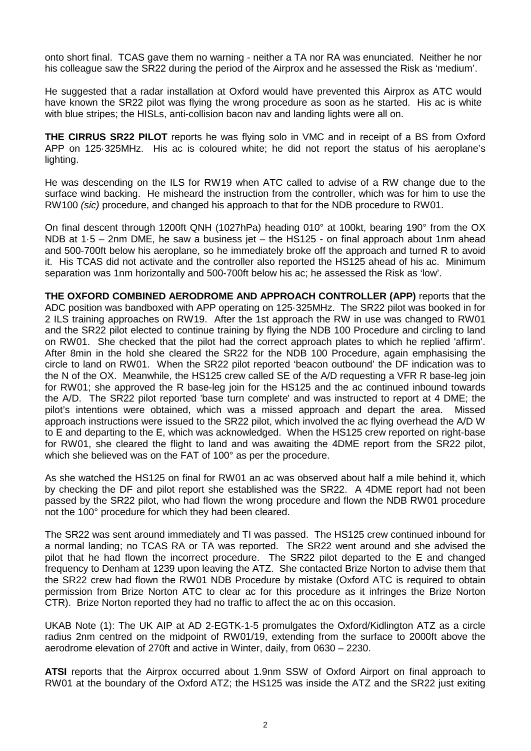onto short final. TCAS gave them no warning - neither a TA nor RA was enunciated. Neither he nor his colleague saw the SR22 during the period of the Airprox and he assessed the Risk as 'medium'.

He suggested that a radar installation at Oxford would have prevented this Airprox as ATC would have known the SR22 pilot was flying the wrong procedure as soon as he started. His ac is white with blue stripes; the HISLs, anti-collision bacon nav and landing lights were all on.

**THE CIRRUS SR22 PILOT** reports he was flying solo in VMC and in receipt of a BS from Oxford APP on 125·325MHz. His ac is coloured white; he did not report the status of his aeroplane's lighting.

He was descending on the ILS for RW19 when ATC called to advise of a RW change due to the surface wind backing. He misheard the instruction from the controller, which was for him to use the RW100 *(sic)* procedure, and changed his approach to that for the NDB procedure to RW01.

On final descent through 1200ft QNH (1027hPa) heading 010° at 100kt, bearing 190° from the OX NDB at 1·5 – 2nm DME, he saw a business jet – the HS125 - on final approach about 1nm ahead and 500-700ft below his aeroplane, so he immediately broke off the approach and turned R to avoid it. His TCAS did not activate and the controller also reported the HS125 ahead of his ac. Minimum separation was 1nm horizontally and 500-700ft below his ac; he assessed the Risk as 'low'.

**THE OXFORD COMBINED AERODROME AND APPROACH CONTROLLER (APP)** reports that the ADC position was bandboxed with APP operating on 125·325MHz. The SR22 pilot was booked in for 2 ILS training approaches on RW19. After the 1st approach the RW in use was changed to RW01 and the SR22 pilot elected to continue training by flying the NDB 100 Procedure and circling to land on RW01. She checked that the pilot had the correct approach plates to which he replied 'affirm'. After 8min in the hold she cleared the SR22 for the NDB 100 Procedure, again emphasising the circle to land on RW01. When the SR22 pilot reported 'beacon outbound' the DF indication was to the N of the OX. Meanwhile, the HS125 crew called SE of the A/D requesting a VFR R base-leg join for RW01; she approved the R base-leg join for the HS125 and the ac continued inbound towards the A/D. The SR22 pilot reported 'base turn complete' and was instructed to report at 4 DME; the pilot's intentions were obtained, which was a missed approach and depart the area. Missed approach instructions were issued to the SR22 pilot, which involved the ac flying overhead the A/D W to E and departing to the E, which was acknowledged. When the HS125 crew reported on right-base for RW01, she cleared the flight to land and was awaiting the 4DME report from the SR22 pilot, which she believed was on the FAT of 100° as per the procedure.

As she watched the HS125 on final for RW01 an ac was observed about half a mile behind it, which by checking the DF and pilot report she established was the SR22. A 4DME report had not been passed by the SR22 pilot, who had flown the wrong procedure and flown the NDB RW01 procedure not the 100° procedure for which they had been cleared.

The SR22 was sent around immediately and TI was passed. The HS125 crew continued inbound for a normal landing; no TCAS RA or TA was reported. The SR22 went around and she advised the pilot that he had flown the incorrect procedure. The SR22 pilot departed to the E and changed frequency to Denham at 1239 upon leaving the ATZ. She contacted Brize Norton to advise them that the SR22 crew had flown the RW01 NDB Procedure by mistake (Oxford ATC is required to obtain permission from Brize Norton ATC to clear ac for this procedure as it infringes the Brize Norton CTR). Brize Norton reported they had no traffic to affect the ac on this occasion.

UKAB Note (1): The UK AIP at AD 2-EGTK-1-5 promulgates the Oxford/Kidlington ATZ as a circle radius 2nm centred on the midpoint of RW01/19, extending from the surface to 2000ft above the aerodrome elevation of 270ft and active in Winter, daily, from 0630 – 2230.

**ATSI** reports that the Airprox occurred about 1.9nm SSW of Oxford Airport on final approach to RW01 at the boundary of the Oxford ATZ; the HS125 was inside the ATZ and the SR22 just exiting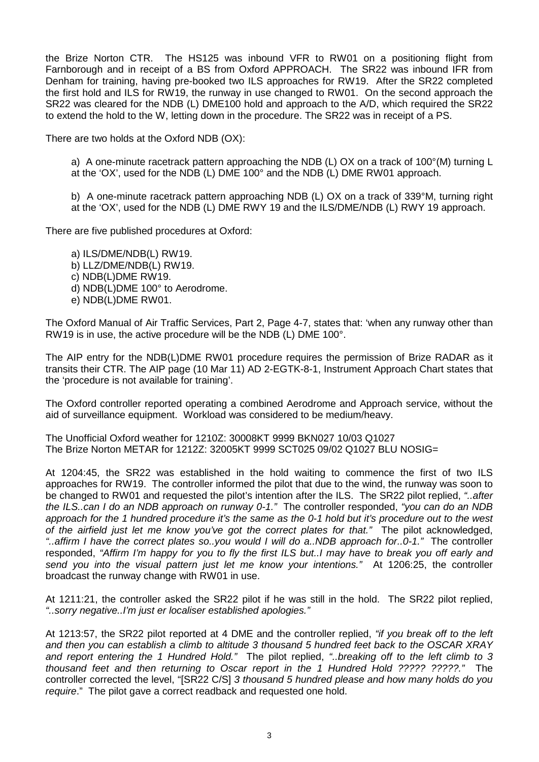the Brize Norton CTR. The HS125 was inbound VFR to RW01 on a positioning flight from Farnborough and in receipt of a BS from Oxford APPROACH. The SR22 was inbound IFR from Denham for training, having pre-booked two ILS approaches for RW19. After the SR22 completed the first hold and ILS for RW19, the runway in use changed to RW01. On the second approach the SR22 was cleared for the NDB (L) DME100 hold and approach to the A/D, which required the SR22 to extend the hold to the W, letting down in the procedure. The SR22 was in receipt of a PS.

There are two holds at the Oxford NDB (OX):

a) A one-minute racetrack pattern approaching the NDB (L) OX on a track of 100°(M) turning L at the 'OX', used for the NDB (L) DME 100° and the NDB (L) DME RW01 approach.

b) A one-minute racetrack pattern approaching NDB (L) OX on a track of 339°M, turning right at the 'OX', used for the NDB (L) DME RWY 19 and the ILS/DME/NDB (L) RWY 19 approach.

There are five published procedures at Oxford:

a) ILS/DME/NDB(L) RW19.
b) LLZ/DME/NDB(L) RW19.
c) NDB(L)DME RW19.
d) NDB(L)DME 100° to Aerodrome.
e) NDB(L)DME RW01.

The Oxford Manual of Air Traffic Services, Part 2, Page 4-7, states that: 'when any runway other than RW19 is in use, the active procedure will be the NDB (L) DME 100°.

The AIP entry for the NDB(L)DME RW01 procedure requires the permission of Brize RADAR as it transits their CTR. The AIP page (10 Mar 11) AD 2-EGTK-8-1, Instrument Approach Chart states that the 'procedure is not available for training'.

The Oxford controller reported operating a combined Aerodrome and Approach service, without the aid of surveillance equipment. Workload was considered to be medium/heavy.

The Unofficial Oxford weather for 1210Z: 30008KT 9999 BKN027 10/03 Q1027
The Brize Norton METAR for 1212Z: 32005KT 9999 SCT025 09/02 Q1027 BLU NOSIG=

At 1204:45, the SR22 was established in the hold waiting to commence the first of two ILS approaches for RW19. The controller informed the pilot that due to the wind, the runway was soon to be changed to RW01 and requested the pilot's intention after the ILS. The SR22 pilot replied, *"..after the ILS..can I do an NDB approach on runway 0-1."* The controller responded, *"you can do an NDB approach for the 1 hundred procedure it's the same as the 0-1 hold but it's procedure out to the west of the airfield just let me know you've got the correct plates for that."* The pilot acknowledged, *"..affirm I have the correct plates so..you would I will do a..NDB approach for..0-1."* The controller responded, *"Affirm I'm happy for you to fly the first ILS but..I may have to break you off early and send you into the visual pattern just let me know your intentions."* At 1206:25, the controller broadcast the runway change with RW01 in use.

At 1211:21, the controller asked the SR22 pilot if he was still in the hold. The SR22 pilot replied, *"..sorry negative..I'm just er localiser established apologies."*

At 1213:57, the SR22 pilot reported at 4 DME and the controller replied, *"if you break off to the left and then you can establish a climb to altitude 3 thousand 5 hundred feet back to the OSCAR XRAY and report entering the 1 Hundred Hold."* The pilot replied, *"..breaking off to the left climb to 3 thousand feet and then returning to Oscar report in the 1 Hundred Hold ????? ?????."* The controller corrected the level, "[SR22 C/S] *3 thousand 5 hundred please and how many holds do you require*." The pilot gave a correct readback and requested one hold.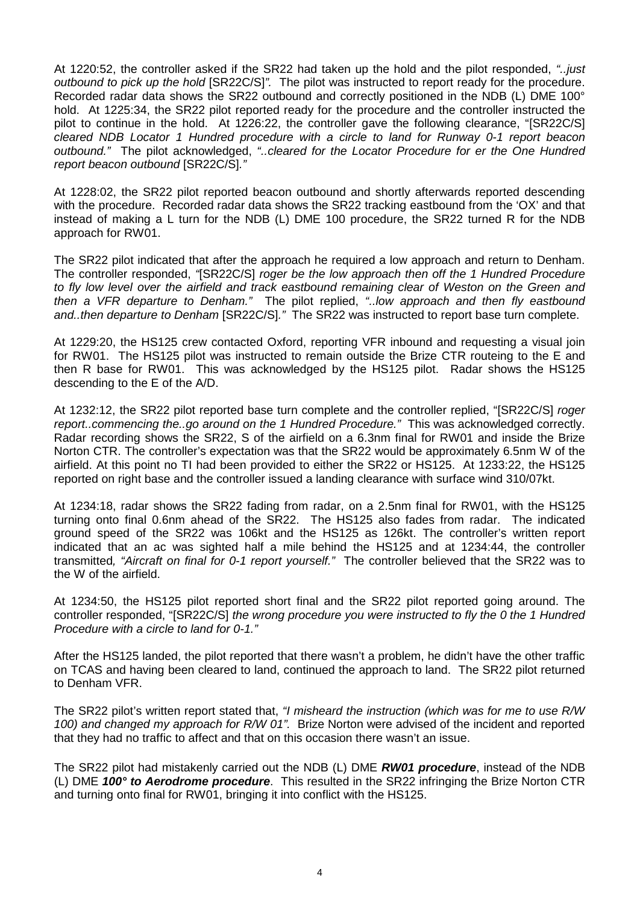At 1220:52, the controller asked if the SR22 had taken up the hold and the pilot responded, *"..just outbound to pick up the hold* [SR22C/S]*".* The pilot was instructed to report ready for the procedure. Recorded radar data shows the SR22 outbound and correctly positioned in the NDB (L) DME 100° hold. At 1225:34, the SR22 pilot reported ready for the procedure and the controller instructed the pilot to continue in the hold. At 1226:22, the controller gave the following clearance, "[SR22C/S] *cleared NDB Locator 1 Hundred procedure with a circle to land for Runway 0-1 report beacon outbound."* The pilot acknowledged, *"..cleared for the Locator Procedure for er the One Hundred report beacon outbound* [SR22C/S]*."*

At 1228:02, the SR22 pilot reported beacon outbound and shortly afterwards reported descending with the procedure. Recorded radar data shows the SR22 tracking eastbound from the 'OX' and that instead of making a L turn for the NDB (L) DME 100 procedure, the SR22 turned R for the NDB approach for RW01.

The SR22 pilot indicated that after the approach he required a low approach and return to Denham. The controller responded, *"*[SR22C/S] *roger be the low approach then off the 1 Hundred Procedure to fly low level over the airfield and track eastbound remaining clear of Weston on the Green and then a VFR departure to Denham."* The pilot replied, *"..low approach and then fly eastbound and..then departure to Denham* [SR22C/S]*."* The SR22 was instructed to report base turn complete.

At 1229:20, the HS125 crew contacted Oxford, reporting VFR inbound and requesting a visual join for RW01. The HS125 pilot was instructed to remain outside the Brize CTR routeing to the E and then R base for RW01. This was acknowledged by the HS125 pilot. Radar shows the HS125 descending to the E of the A/D.

At 1232:12, the SR22 pilot reported base turn complete and the controller replied, "[SR22C/S] *roger report..commencing the..go around on the 1 Hundred Procedure."* This was acknowledged correctly. Radar recording shows the SR22, S of the airfield on a 6.3nm final for RW01 and inside the Brize Norton CTR. The controller's expectation was that the SR22 would be approximately 6.5nm W of the airfield. At this point no TI had been provided to either the SR22 or HS125. At 1233:22, the HS125 reported on right base and the controller issued a landing clearance with surface wind 310/07kt.

At 1234:18, radar shows the SR22 fading from radar, on a 2.5nm final for RW01, with the HS125 turning onto final 0.6nm ahead of the SR22. The HS125 also fades from radar. The indicated ground speed of the SR22 was 106kt and the HS125 as 126kt. The controller's written report indicated that an ac was sighted half a mile behind the HS125 and at 1234:44, the controller transmitted*, "Aircraft on final for 0-1 report yourself."* The controller believed that the SR22 was to the W of the airfield.

At 1234:50, the HS125 pilot reported short final and the SR22 pilot reported going around. The controller responded, "[SR22C/S] *the wrong procedure you were instructed to fly the 0 the 1 Hundred Procedure with a circle to land for 0-1."*

After the HS125 landed, the pilot reported that there wasn't a problem, he didn't have the other traffic on TCAS and having been cleared to land, continued the approach to land. The SR22 pilot returned to Denham VFR.

The SR22 pilot's written report stated that, *"I misheard the instruction (which was for me to use R/W 100) and changed my approach for R/W 01".* Brize Norton were advised of the incident and reported that they had no traffic to affect and that on this occasion there wasn't an issue.

The SR22 pilot had mistakenly carried out the NDB (L) DME ***RW01 procedure***, instead of the NDB (L) DME ***100° to Aerodrome procedure***. This resulted in the SR22 infringing the Brize Norton CTR and turning onto final for RW01, bringing it into conflict with the HS125.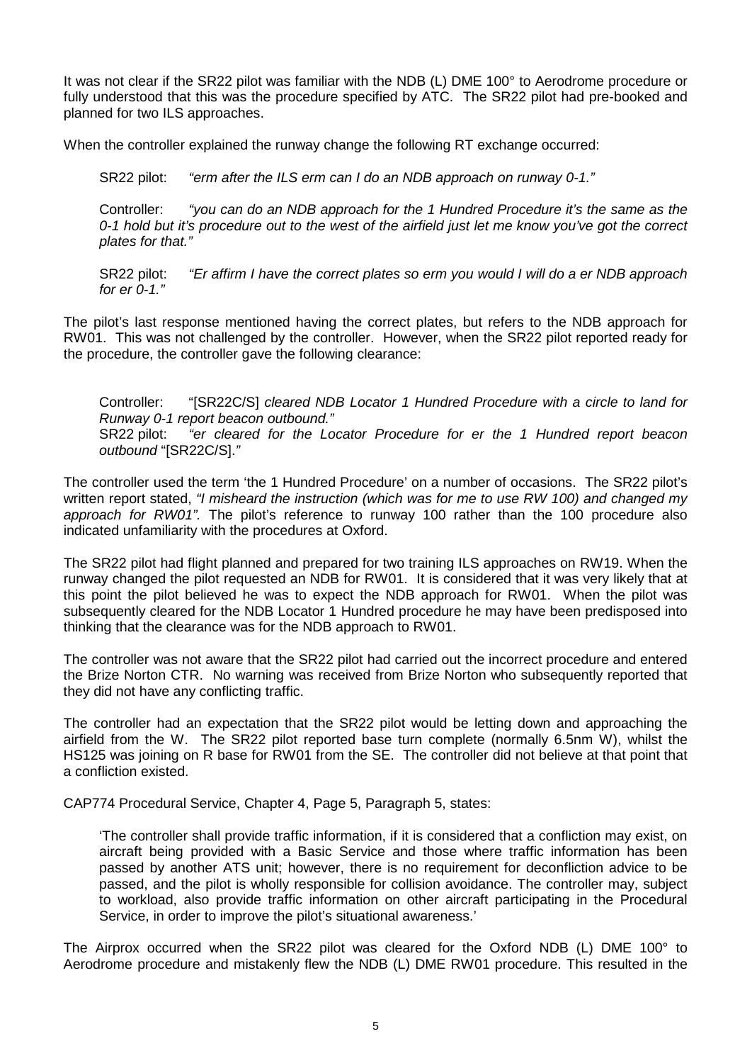It was not clear if the SR22 pilot was familiar with the NDB (L) DME 100° to Aerodrome procedure or fully understood that this was the procedure specified by ATC. The SR22 pilot had pre-booked and planned for two ILS approaches.

When the controller explained the runway change the following RT exchange occurred:

> SR22 pilot: *"erm after the ILS erm can I do an NDB approach on runway 0-1."*
>
> Controller: *"you can do an NDB approach for the 1 Hundred Procedure it's the same as the 0-1 hold but it's procedure out to the west of the airfield just let me know you've got the correct plates for that."*
>
> SR22 pilot: *"Er affirm I have the correct plates so erm you would I will do a er NDB approach for er 0-1."*

The pilot's last response mentioned having the correct plates, but refers to the NDB approach for RW01. This was not challenged by the controller. However, when the SR22 pilot reported ready for the procedure, the controller gave the following clearance:

> Controller: "[SR22C/S] *cleared NDB Locator 1 Hundred Procedure with a circle to land for Runway 0-1 report beacon outbound."*
> SR22 pilot: *"er cleared for the Locator Procedure for er the 1 Hundred report beacon outbound* "[SR22C/S]."

The controller used the term 'the 1 Hundred Procedure' on a number of occasions. The SR22 pilot's written report stated, *"I misheard the instruction (which was for me to use RW 100) and changed my approach for RW01".* The pilot's reference to runway 100 rather than the 100 procedure also indicated unfamiliarity with the procedures at Oxford.

The SR22 pilot had flight planned and prepared for two training ILS approaches on RW19. When the runway changed the pilot requested an NDB for RW01. It is considered that it was very likely that at this point the pilot believed he was to expect the NDB approach for RW01. When the pilot was subsequently cleared for the NDB Locator 1 Hundred procedure he may have been predisposed into thinking that the clearance was for the NDB approach to RW01.

The controller was not aware that the SR22 pilot had carried out the incorrect procedure and entered the Brize Norton CTR. No warning was received from Brize Norton who subsequently reported that they did not have any conflicting traffic.

The controller had an expectation that the SR22 pilot would be letting down and approaching the airfield from the W. The SR22 pilot reported base turn complete (normally 6.5nm W), whilst the HS125 was joining on R base for RW01 from the SE. The controller did not believe at that point that a confliction existed.

CAP774 Procedural Service, Chapter 4, Page 5, Paragraph 5, states:

> 'The controller shall provide traffic information, if it is considered that a confliction may exist, on aircraft being provided with a Basic Service and those where traffic information has been passed by another ATS unit; however, there is no requirement for deconfliction advice to be passed, and the pilot is wholly responsible for collision avoidance. The controller may, subject to workload, also provide traffic information on other aircraft participating in the Procedural Service, in order to improve the pilot's situational awareness.'

The Airprox occurred when the SR22 pilot was cleared for the Oxford NDB (L) DME 100° to Aerodrome procedure and mistakenly flew the NDB (L) DME RW01 procedure. This resulted in the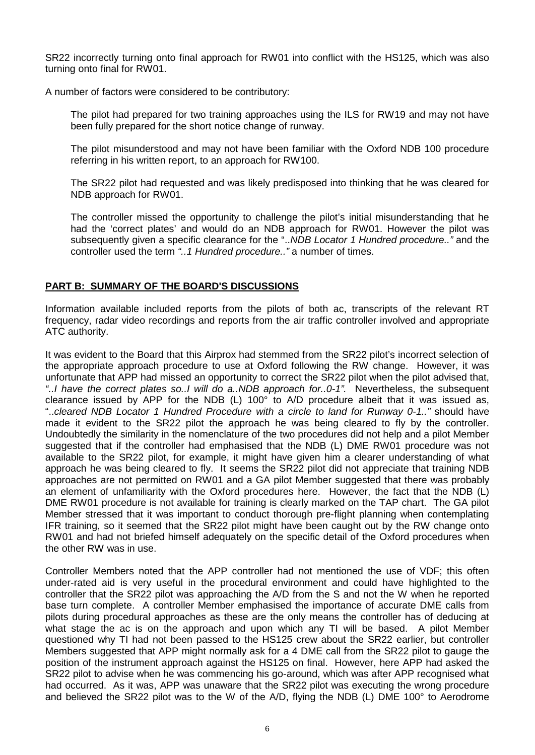SR22 incorrectly turning onto final approach for RW01 into conflict with the HS125, which was also turning onto final for RW01.

A number of factors were considered to be contributory:

> The pilot had prepared for two training approaches using the ILS for RW19 and may not have been fully prepared for the short notice change of runway.
>
> The pilot misunderstood and may not have been familiar with the Oxford NDB 100 procedure referring in his written report, to an approach for RW100.
>
> The SR22 pilot had requested and was likely predisposed into thinking that he was cleared for NDB approach for RW01.
>
> The controller missed the opportunity to challenge the pilot's initial misunderstanding that he had the 'correct plates' and would do an NDB approach for RW01. However the pilot was subsequently given a specific clearance for the "..*NDB Locator 1 Hundred procedure..*" and the controller used the term *"..1 Hundred procedure.."* a number of times.

## PART B: SUMMARY OF THE BOARD'S DISCUSSIONS

Information available included reports from the pilots of both ac, transcripts of the relevant RT frequency, radar video recordings and reports from the air traffic controller involved and appropriate ATC authority.

It was evident to the Board that this Airprox had stemmed from the SR22 pilot's incorrect selection of the appropriate approach procedure to use at Oxford following the RW change. However, it was unfortunate that APP had missed an opportunity to correct the SR22 pilot when the pilot advised that, *"..I have the correct plates so..I will do a..NDB approach for..0-1".* Nevertheless, the subsequent clearance issued by APP for the NDB (L) 100° to A/D procedure albeit that it was issued as, "..*cleared NDB Locator 1 Hundred Procedure with a circle to land for Runway 0-1..*" should have made it evident to the SR22 pilot the approach he was being cleared to fly by the controller. Undoubtedly the similarity in the nomenclature of the two procedures did not help and a pilot Member suggested that if the controller had emphasised that the NDB (L) DME RW01 procedure was not available to the SR22 pilot, for example, it might have given him a clearer understanding of what approach he was being cleared to fly. It seems the SR22 pilot did not appreciate that training NDB approaches are not permitted on RW01 and a GA pilot Member suggested that there was probably an element of unfamiliarity with the Oxford procedures here. However, the fact that the NDB (L) DME RW01 procedure is not available for training is clearly marked on the TAP chart. The GA pilot Member stressed that it was important to conduct thorough pre-flight planning when contemplating IFR training, so it seemed that the SR22 pilot might have been caught out by the RW change onto RW01 and had not briefed himself adequately on the specific detail of the Oxford procedures when the other RW was in use.

Controller Members noted that the APP controller had not mentioned the use of VDF; this often under-rated aid is very useful in the procedural environment and could have highlighted to the controller that the SR22 pilot was approaching the A/D from the S and not the W when he reported base turn complete. A controller Member emphasised the importance of accurate DME calls from pilots during procedural approaches as these are the only means the controller has of deducing at what stage the ac is on the approach and upon which any TI will be based. A pilot Member questioned why TI had not been passed to the HS125 crew about the SR22 earlier, but controller Members suggested that APP might normally ask for a 4 DME call from the SR22 pilot to gauge the position of the instrument approach against the HS125 on final. However, here APP had asked the SR22 pilot to advise when he was commencing his go-around, which was after APP recognised what had occurred. As it was, APP was unaware that the SR22 pilot was executing the wrong procedure and believed the SR22 pilot was to the W of the A/D, flying the NDB (L) DME 100° to Aerodrome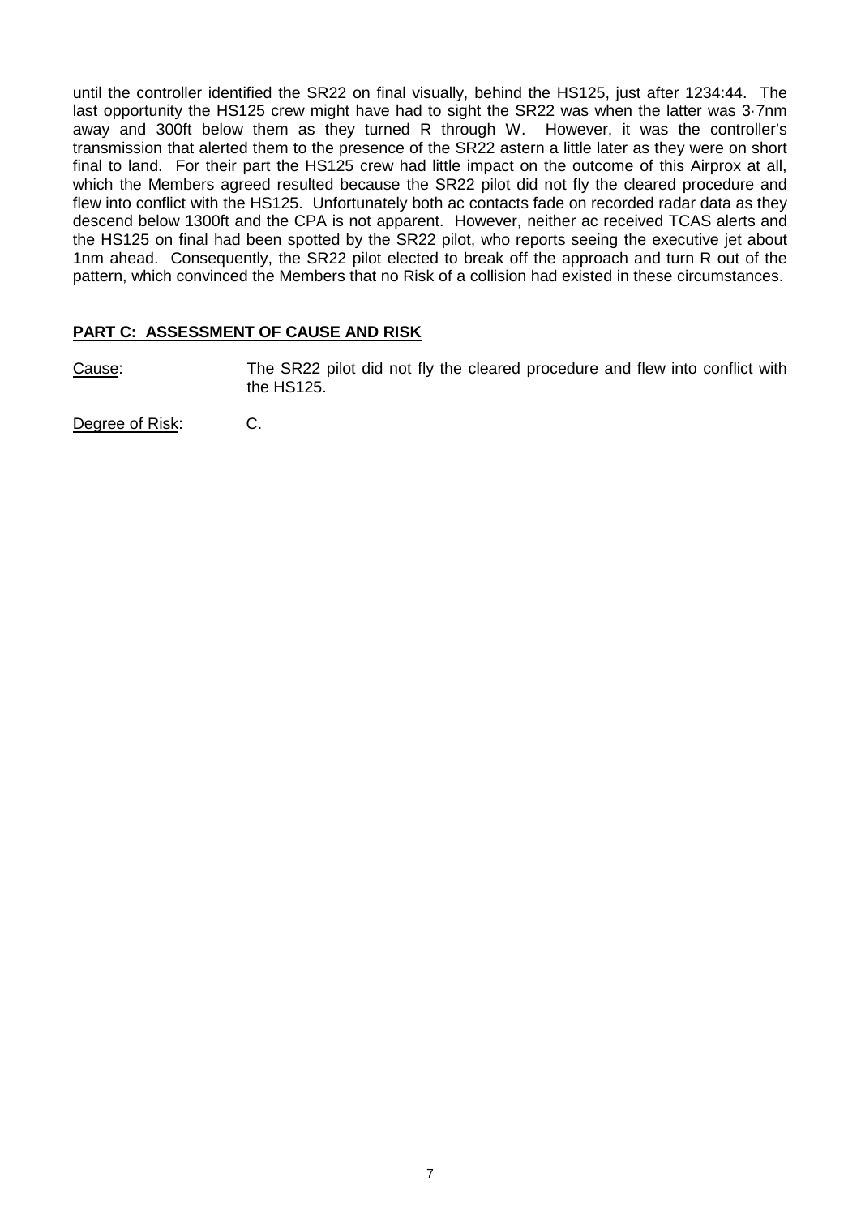until the controller identified the SR22 on final visually, behind the HS125, just after 1234:44. The last opportunity the HS125 crew might have had to sight the SR22 was when the latter was 3·7nm away and 300ft below them as they turned R through W. However, it was the controller's transmission that alerted them to the presence of the SR22 astern a little later as they were on short final to land. For their part the HS125 crew had little impact on the outcome of this Airprox at all, which the Members agreed resulted because the SR22 pilot did not fly the cleared procedure and flew into conflict with the HS125. Unfortunately both ac contacts fade on recorded radar data as they descend below 1300ft and the CPA is not apparent. However, neither ac received TCAS alerts and the HS125 on final had been spotted by the SR22 pilot, who reports seeing the executive jet about 1nm ahead. Consequently, the SR22 pilot elected to break off the approach and turn R out of the pattern, which convinced the Members that no Risk of a collision had existed in these circumstances.

## PART C: ASSESSMENT OF CAUSE AND RISK

Cause: The SR22 pilot did not fly the cleared procedure and flew into conflict with the HS125.

Degree of Risk: C.